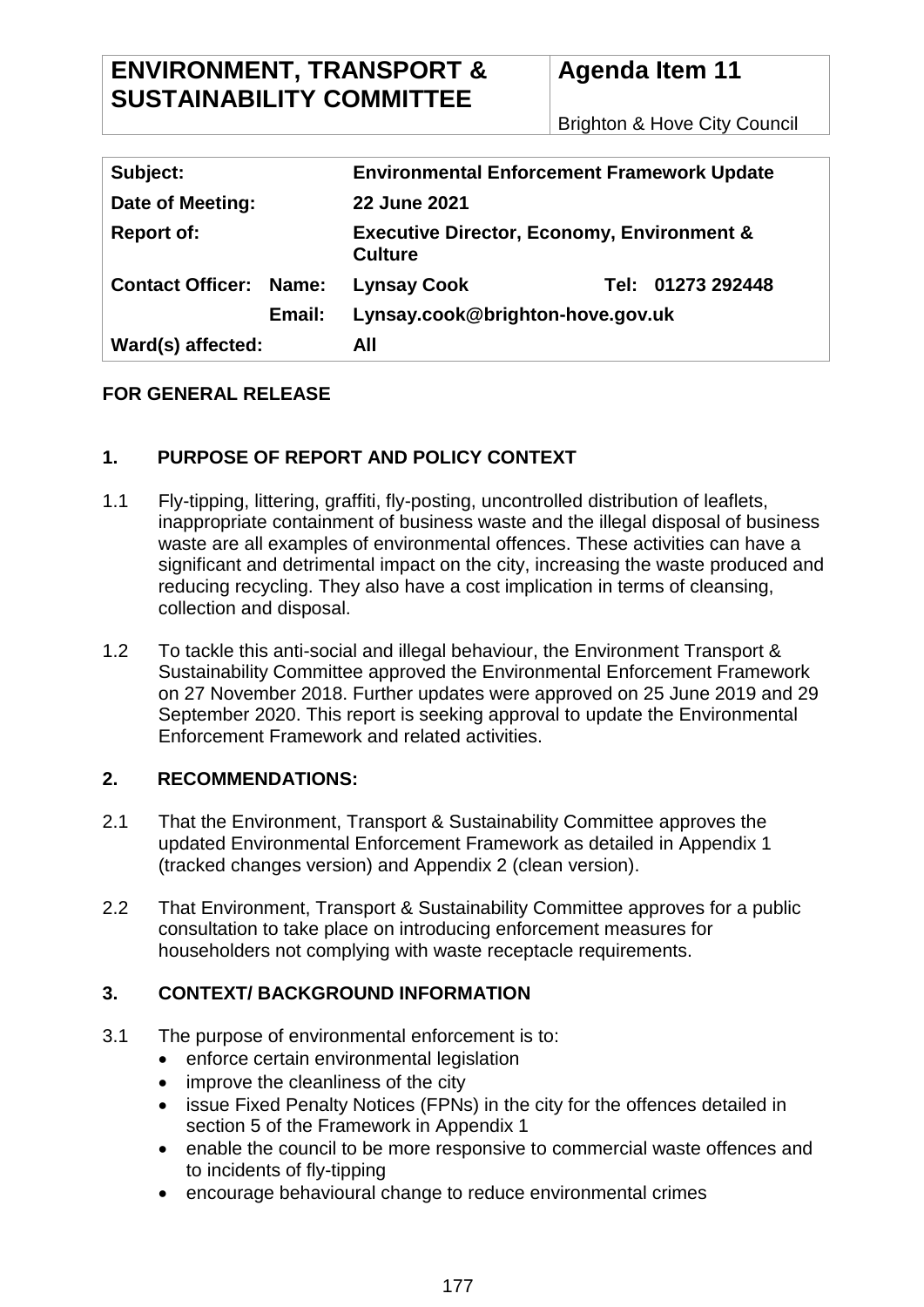| ENVIRONMENT, TRANSPORT & SUSTAINABILITY COMMITTEE | Agenda Item 11 |
|---|---|
| | Brighton & Hove City Council |

| | | | |
|---|---|---|---|
| **Subject:** | | **Environmental Enforcement Framework Update** | |
| **Date of Meeting:** | | **22 June 2021** | |
| **Report of:** | | **Executive Director, Economy, Environment & Culture** | |
| **Contact Officer:** | **Name:** | **Lynsay Cook** | **Tel: 01273 292448** |
| | **Email:** | **Lynsay.cook@brighton-hove.gov.uk** | |
| **Ward(s) affected:** | | **All** | |

**FOR GENERAL RELEASE**

## 1. PURPOSE OF REPORT AND POLICY CONTEXT

1.1 Fly-tipping, littering, graffiti, fly-posting, uncontrolled distribution of leaflets, inappropriate containment of business waste and the illegal disposal of business waste are all examples of environmental offences. These activities can have a significant and detrimental impact on the city, increasing the waste produced and reducing recycling. They also have a cost implication in terms of cleansing, collection and disposal.

1.2 To tackle this anti-social and illegal behaviour, the Environment Transport & Sustainability Committee approved the Environmental Enforcement Framework on 27 November 2018. Further updates were approved on 25 June 2019 and 29 September 2020. This report is seeking approval to update the Environmental Enforcement Framework and related activities.

## 2. RECOMMENDATIONS:

2.1 That the Environment, Transport & Sustainability Committee approves the updated Environmental Enforcement Framework as detailed in Appendix 1 (tracked changes version) and Appendix 2 (clean version).

2.2 That Environment, Transport & Sustainability Committee approves for a public consultation to take place on introducing enforcement measures for householders not complying with waste receptacle requirements.

## 3. CONTEXT/ BACKGROUND INFORMATION

3.1 The purpose of environmental enforcement is to:

- enforce certain environmental legislation
- improve the cleanliness of the city
- issue Fixed Penalty Notices (FPNs) in the city for the offences detailed in section 5 of the Framework in Appendix 1
- enable the council to be more responsive to commercial waste offences and to incidents of fly-tipping
- encourage behavioural change to reduce environmental crimes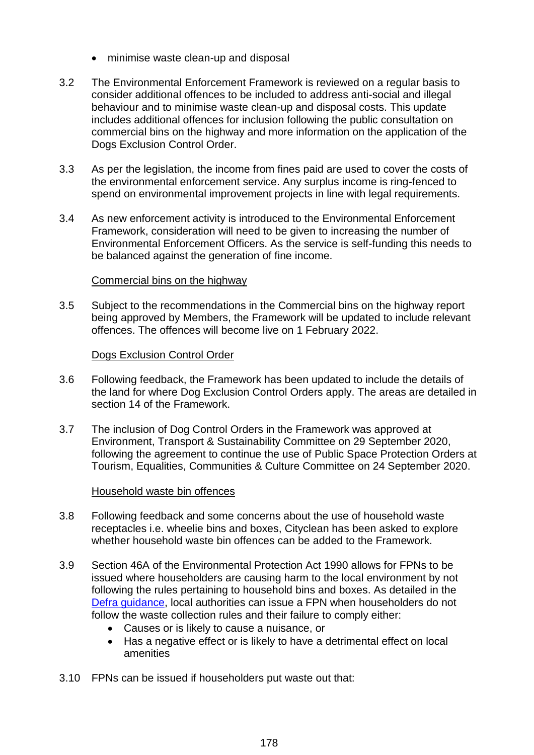- minimise waste clean-up and disposal

3.2 The Environmental Enforcement Framework is reviewed on a regular basis to consider additional offences to be included to address anti-social and illegal behaviour and to minimise waste clean-up and disposal costs. This update includes additional offences for inclusion following the public consultation on commercial bins on the highway and more information on the application of the Dogs Exclusion Control Order.

3.3 As per the legislation, the income from fines paid are used to cover the costs of the environmental enforcement service. Any surplus income is ring-fenced to spend on environmental improvement projects in line with legal requirements.

3.4 As new enforcement activity is introduced to the Environmental Enforcement Framework, consideration will need to be given to increasing the number of Environmental Enforcement Officers. As the service is self-funding this needs to be balanced against the generation of fine income.

Commercial bins on the highway

3.5 Subject to the recommendations in the Commercial bins on the highway report being approved by Members, the Framework will be updated to include relevant offences. The offences will become live on 1 February 2022.

Dogs Exclusion Control Order

3.6 Following feedback, the Framework has been updated to include the details of the land for where Dog Exclusion Control Orders apply. The areas are detailed in section 14 of the Framework.

3.7 The inclusion of Dog Control Orders in the Framework was approved at Environment, Transport & Sustainability Committee on 29 September 2020, following the agreement to continue the use of Public Space Protection Orders at Tourism, Equalities, Communities & Culture Committee on 24 September 2020.

Household waste bin offences

3.8 Following feedback and some concerns about the use of household waste receptacles i.e. wheelie bins and boxes, Cityclean has been asked to explore whether household waste bin offences can be added to the Framework.

3.9 Section 46A of the Environmental Protection Act 1990 allows for FPNs to be issued where householders are causing harm to the local environment by not following the rules pertaining to household bins and boxes. As detailed in the Defra guidance, local authorities can issue a FPN when householders do not follow the waste collection rules and their failure to comply either:

- Causes or is likely to cause a nuisance, or
- Has a negative effect or is likely to have a detrimental effect on local amenities

3.10 FPNs can be issued if householders put waste out that: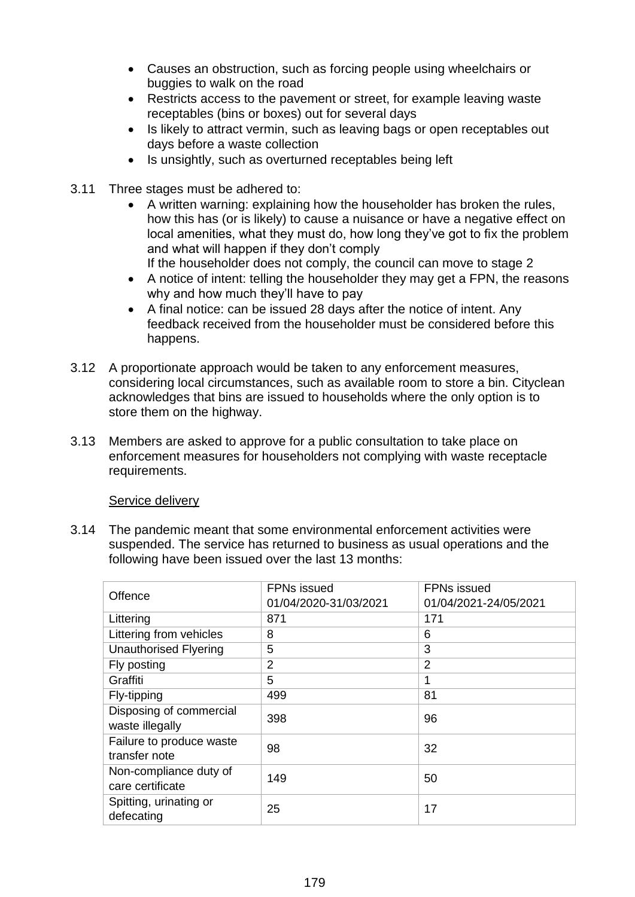- Causes an obstruction, such as forcing people using wheelchairs or buggies to walk on the road
- Restricts access to the pavement or street, for example leaving waste receptables (bins or boxes) out for several days
- Is likely to attract vermin, such as leaving bags or open receptables out days before a waste collection
- Is unsightly, such as overturned receptables being left

3.11 Three stages must be adhered to:

- A written warning: explaining how the householder has broken the rules, how this has (or is likely) to cause a nuisance or have a negative effect on local amenities, what they must do, how long they've got to fix the problem and what will happen if they don't comply
  If the householder does not comply, the council can move to stage 2
- A notice of intent: telling the householder they may get a FPN, the reasons why and how much they'll have to pay
- A final notice: can be issued 28 days after the notice of intent. Any feedback received from the householder must be considered before this happens.

3.12 A proportionate approach would be taken to any enforcement measures, considering local circumstances, such as available room to store a bin. Cityclean acknowledges that bins are issued to households where the only option is to store them on the highway.

3.13 Members are asked to approve for a public consultation to take place on enforcement measures for householders not complying with waste receptacle requirements.

<u>Service delivery</u>

3.14 The pandemic meant that some environmental enforcement activities were suspended. The service has returned to business as usual operations and the following have been issued over the last 13 months:

| Offence | FPNs issued 01/04/2020-31/03/2021 | FPNs issued 01/04/2021-24/05/2021 |
|---|---|---|
| Littering | 871 | 171 |
| Littering from vehicles | 8 | 6 |
| Unauthorised Flyering | 5 | 3 |
| Fly posting | 2 | 2 |
| Graffiti | 5 | 1 |
| Fly-tipping | 499 | 81 |
| Disposing of commercial waste illegally | 398 | 96 |
| Failure to produce waste transfer note | 98 | 32 |
| Non-compliance duty of care certificate | 149 | 50 |
| Spitting, urinating or defecating | 25 | 17 |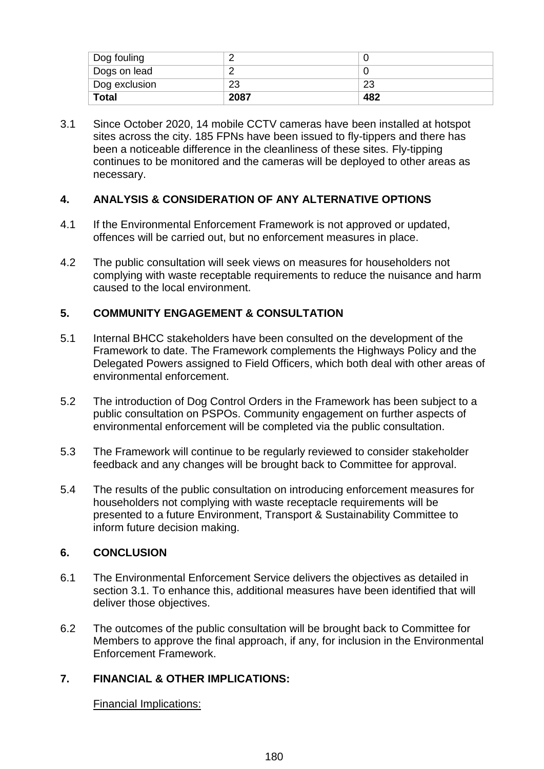| Dog fouling | 2 | 0 |
| --- | --- | --- |
| Dogs on lead | 2 | 0 |
| Dog exclusion | 23 | 23 |
| **Total** | **2087** | **482** |

3.1 Since October 2020, 14 mobile CCTV cameras have been installed at hotspot sites across the city. 185 FPNs have been issued to fly-tippers and there has been a noticeable difference in the cleanliness of these sites. Fly-tipping continues to be monitored and the cameras will be deployed to other areas as necessary.

## 4. ANALYSIS & CONSIDERATION OF ANY ALTERNATIVE OPTIONS

4.1 If the Environmental Enforcement Framework is not approved or updated, offences will be carried out, but no enforcement measures in place.

4.2 The public consultation will seek views on measures for householders not complying with waste receptable requirements to reduce the nuisance and harm caused to the local environment.

## 5. COMMUNITY ENGAGEMENT & CONSULTATION

5.1 Internal BHCC stakeholders have been consulted on the development of the Framework to date. The Framework complements the Highways Policy and the Delegated Powers assigned to Field Officers, which both deal with other areas of environmental enforcement.

5.2 The introduction of Dog Control Orders in the Framework has been subject to a public consultation on PSPOs. Community engagement on further aspects of environmental enforcement will be completed via the public consultation.

5.3 The Framework will continue to be regularly reviewed to consider stakeholder feedback and any changes will be brought back to Committee for approval.

5.4 The results of the public consultation on introducing enforcement measures for householders not complying with waste receptacle requirements will be presented to a future Environment, Transport & Sustainability Committee to inform future decision making.

## 6. CONCLUSION

6.1 The Environmental Enforcement Service delivers the objectives as detailed in section 3.1. To enhance this, additional measures have been identified that will deliver those objectives.

6.2 The outcomes of the public consultation will be brought back to Committee for Members to approve the final approach, if any, for inclusion in the Environmental Enforcement Framework.

## 7. FINANCIAL & OTHER IMPLICATIONS:

Financial Implications: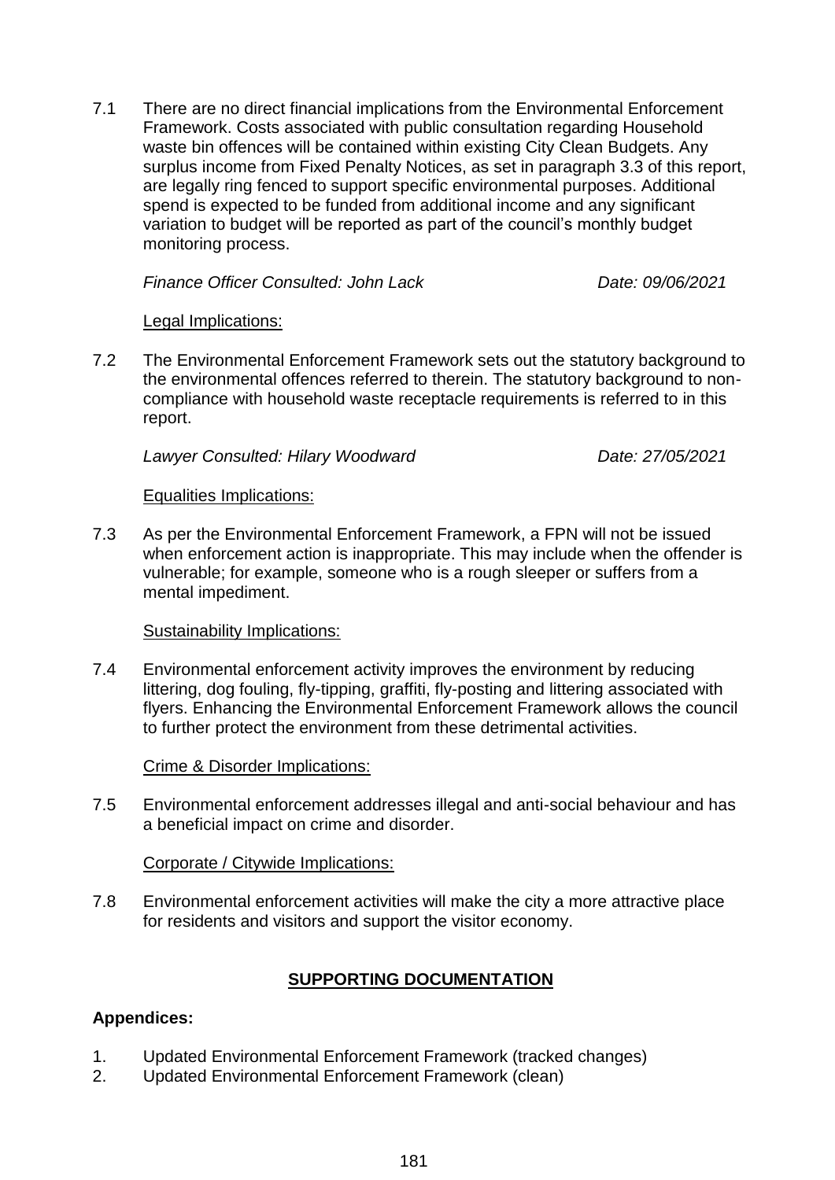7.1 There are no direct financial implications from the Environmental Enforcement Framework. Costs associated with public consultation regarding Household waste bin offences will be contained within existing City Clean Budgets. Any surplus income from Fixed Penalty Notices, as set in paragraph 3.3 of this report, are legally ring fenced to support specific environmental purposes. Additional spend is expected to be funded from additional income and any significant variation to budget will be reported as part of the council's monthly budget monitoring process.

*Finance Officer Consulted: John Lack* *Date: 09/06/2021*

Legal Implications:

7.2 The Environmental Enforcement Framework sets out the statutory background to the environmental offences referred to therein. The statutory background to non-compliance with household waste receptacle requirements is referred to in this report.

*Lawyer Consulted: Hilary Woodward* *Date: 27/05/2021*

Equalities Implications:

7.3 As per the Environmental Enforcement Framework, a FPN will not be issued when enforcement action is inappropriate. This may include when the offender is vulnerable; for example, someone who is a rough sleeper or suffers from a mental impediment.

Sustainability Implications:

7.4 Environmental enforcement activity improves the environment by reducing littering, dog fouling, fly-tipping, graffiti, fly-posting and littering associated with flyers. Enhancing the Environmental Enforcement Framework allows the council to further protect the environment from these detrimental activities.

Crime & Disorder Implications:

7.5 Environmental enforcement addresses illegal and anti-social behaviour and has a beneficial impact on crime and disorder.

Corporate / Citywide Implications:

7.8 Environmental enforcement activities will make the city a more attractive place for residents and visitors and support the visitor economy.

## SUPPORTING DOCUMENTATION

**Appendices:**

1. Updated Environmental Enforcement Framework (tracked changes)
2. Updated Environmental Enforcement Framework (clean)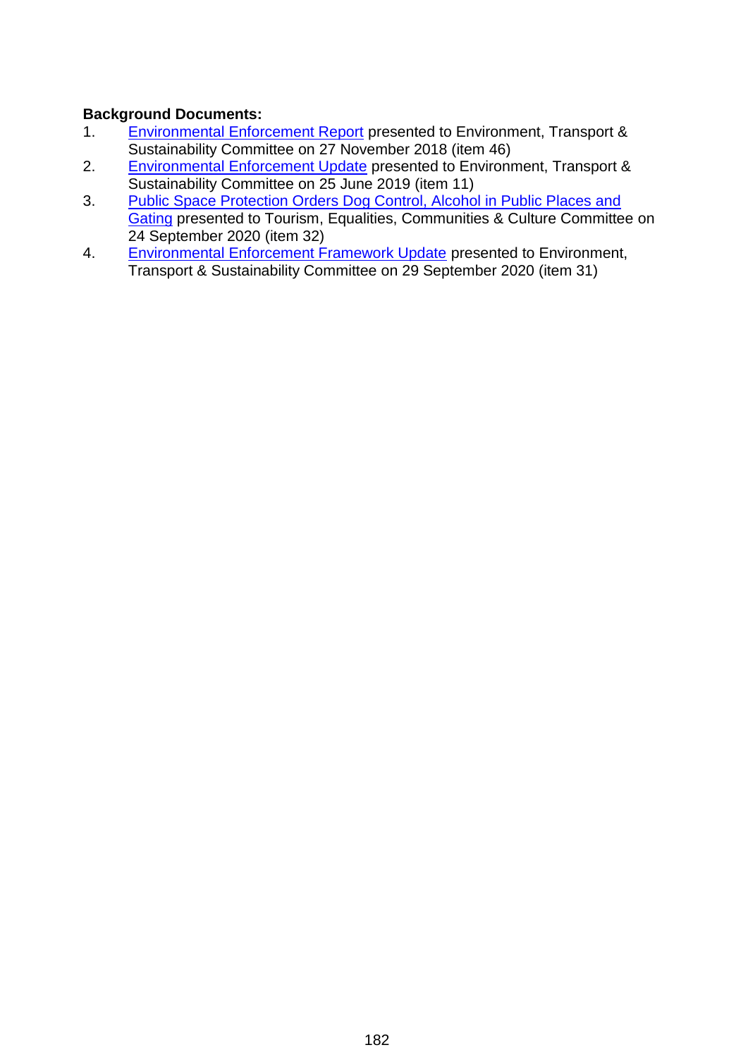**Background Documents:**

1. Environmental Enforcement Report presented to Environment, Transport & Sustainability Committee on 27 November 2018 (item 46)
2. Environmental Enforcement Update presented to Environment, Transport & Sustainability Committee on 25 June 2019 (item 11)
3. Public Space Protection Orders Dog Control, Alcohol in Public Places and Gating presented to Tourism, Equalities, Communities & Culture Committee on 24 September 2020 (item 32)
4. Environmental Enforcement Framework Update presented to Environment, Transport & Sustainability Committee on 29 September 2020 (item 31)